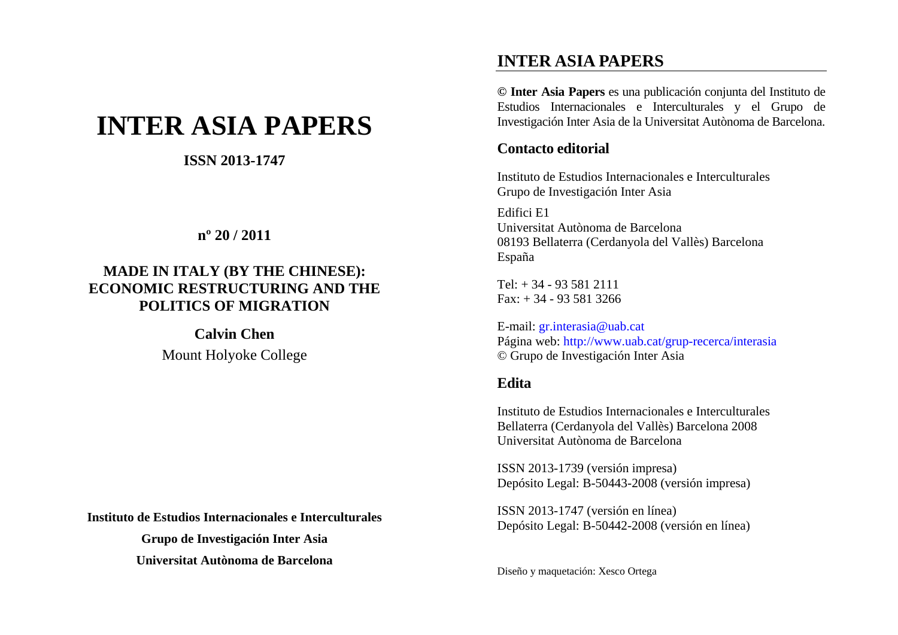# INTER ASIA PAPERS

**ISSN 2013-1747**

**nº 20 / 2011**

## MADE IN ITALY (BY THE CHINESE): ECONOMIC RESTRUCTURING AND THE POLITICS OF MIGRATION

**Calvin Chen**

Mount Holyoke College

**Instituto de Estudios Internacionales e Interculturales**

**Grupo de Investigación Inter Asia**

**Universitat Autònoma de Barcelona**

## INTER ASIA PAPERS

**© Inter Asia Papers** es una publicación conjunta del Instituto de Estudios Internacionales e Interculturales y el Grupo de Investigación Inter Asia de la Universitat Autònoma de Barcelona.

### Contacto editorial

Instituto de Estudios Internacionales e Interculturales
Grupo de Investigación Inter Asia

Edifici E1
Universitat Autònoma de Barcelona
08193 Bellaterra (Cerdanyola del Vallès) Barcelona
España

Tel: + 34 - 93 581 2111
Fax: + 34 - 93 581 3266

E-mail: gr.interasia@uab.cat
Página web: http://www.uab.cat/grup-recerca/interasia
© Grupo de Investigación Inter Asia

### Edita

Instituto de Estudios Internacionales e Interculturales
Bellaterra (Cerdanyola del Vallès) Barcelona 2008
Universitat Autònoma de Barcelona

ISSN 2013-1739 (versión impresa)
Depósito Legal: B-50443-2008 (versión impresa)

ISSN 2013-1747 (versión en línea)
Depósito Legal: B-50442-2008 (versión en línea)

Diseño y maquetación: Xesco Ortega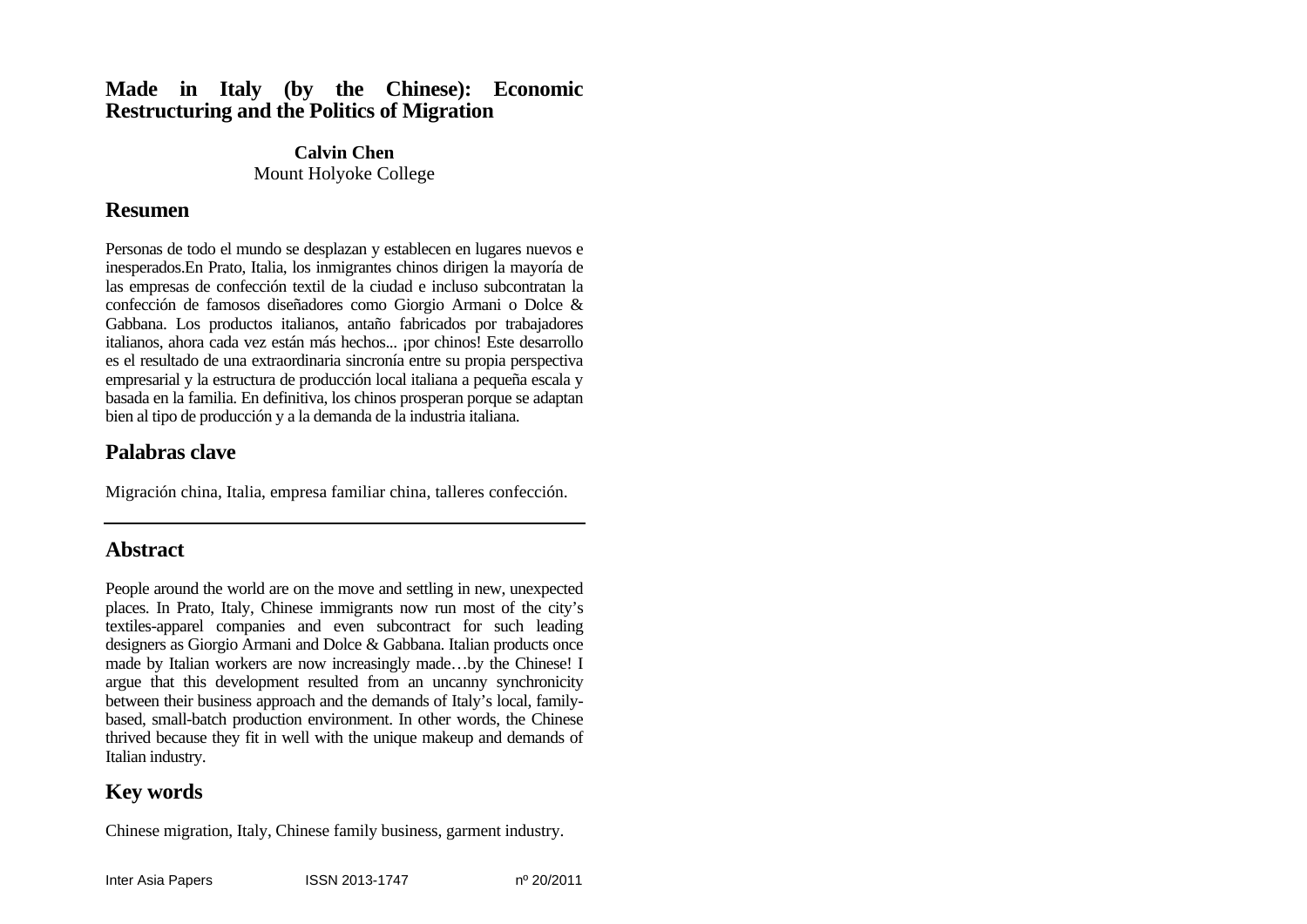# Made in Italy (by the Chinese): Economic Restructuring and the Politics of Migration

**Calvin Chen**
Mount Holyoke College

## Resumen

Personas de todo el mundo se desplazan y establecen en lugares nuevos e inesperados.En Prato, Italia, los inmigrantes chinos dirigen la mayoría de las empresas de confección textil de la ciudad e incluso subcontratan la confección de famosos diseñadores como Giorgio Armani o Dolce & Gabbana. Los productos italianos, antaño fabricados por trabajadores italianos, ahora cada vez están más hechos... ¡por chinos! Este desarrollo es el resultado de una extraordinaria sincronía entre su propia perspectiva empresarial y la estructura de producción local italiana a pequeña escala y basada en la familia. En definitiva, los chinos prosperan porque se adaptan bien al tipo de producción y a la demanda de la industria italiana.

## Palabras clave

Migración china, Italia, empresa familiar china, talleres confección.

---

## Abstract

People around the world are on the move and settling in new, unexpected places. In Prato, Italy, Chinese immigrants now run most of the city's textiles-apparel companies and even subcontract for such leading designers as Giorgio Armani and Dolce & Gabbana. Italian products once made by Italian workers are now increasingly made…by the Chinese! I argue that this development resulted from an uncanny synchronicity between their business approach and the demands of Italy's local, family-based, small-batch production environment. In other words, the Chinese thrived because they fit in well with the unique makeup and demands of Italian industry.

## Key words

Chinese migration, Italy, Chinese family business, garment industry.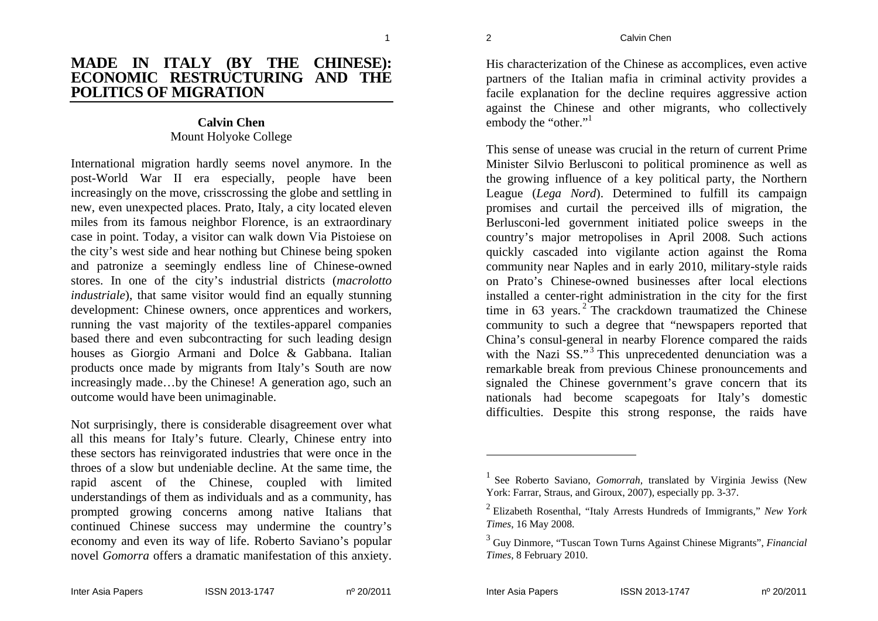# MADE IN ITALY (BY THE CHINESE): ECONOMIC RESTRUCTURING AND THE POLITICS OF MIGRATION

**Calvin Chen**
Mount Holyoke College

International migration hardly seems novel anymore. In the post-World War II era especially, people have been increasingly on the move, crisscrossing the globe and settling in new, even unexpected places. Prato, Italy, a city located eleven miles from its famous neighbor Florence, is an extraordinary case in point. Today, a visitor can walk down Via Pistoiese on the city's west side and hear nothing but Chinese being spoken and patronize a seemingly endless line of Chinese-owned stores. In one of the city's industrial districts (*macrolotto industriale*), that same visitor would find an equally stunning development: Chinese owners, once apprentices and workers, running the vast majority of the textiles-apparel companies based there and even subcontracting for such leading design houses as Giorgio Armani and Dolce & Gabbana. Italian products once made by migrants from Italy's South are now increasingly made…by the Chinese! A generation ago, such an outcome would have been unimaginable.

Not surprisingly, there is considerable disagreement over what all this means for Italy's future. Clearly, Chinese entry into these sectors has reinvigorated industries that were once in the throes of a slow but undeniable decline. At the same time, the rapid ascent of the Chinese, coupled with limited understandings of them as individuals and as a community, has prompted growing concerns among native Italians that continued Chinese success may undermine the country's economy and even its way of life. Roberto Saviano's popular novel *Gomorra* offers a dramatic manifestation of this anxiety. His characterization of the Chinese as accomplices, even active partners of the Italian mafia in criminal activity provides a facile explanation for the decline requires aggressive action against the Chinese and other migrants, who collectively embody the "other."[1]

This sense of unease was crucial in the return of current Prime Minister Silvio Berlusconi to political prominence as well as the growing influence of a key political party, the Northern League (*Lega Nord*). Determined to fulfill its campaign promises and curtail the perceived ills of migration, the Berlusconi-led government initiated police sweeps in the country's major metropolises in April 2008. Such actions quickly cascaded into vigilante action against the Roma community near Naples and in early 2010, military-style raids on Prato's Chinese-owned businesses after local elections installed a center-right administration in the city for the first time in 63 years.[2] The crackdown traumatized the Chinese community to such a degree that "newspapers reported that China's consul-general in nearby Florence compared the raids with the Nazi SS."[3] This unprecedented denunciation was a remarkable break from previous Chinese pronouncements and signaled the Chinese government's grave concern that its nationals had become scapegoats for Italy's domestic difficulties. Despite this strong response, the raids have

[1] See Roberto Saviano, *Gomorrah*, translated by Virginia Jewiss (New York: Farrar, Straus, and Giroux, 2007), especially pp. 3-37.

[2] Elizabeth Rosenthal, "Italy Arrests Hundreds of Immigrants," *New York Times*, 16 May 2008.

[3] Guy Dinmore, "Tuscan Town Turns Against Chinese Migrants", *Financial Times*, 8 February 2010.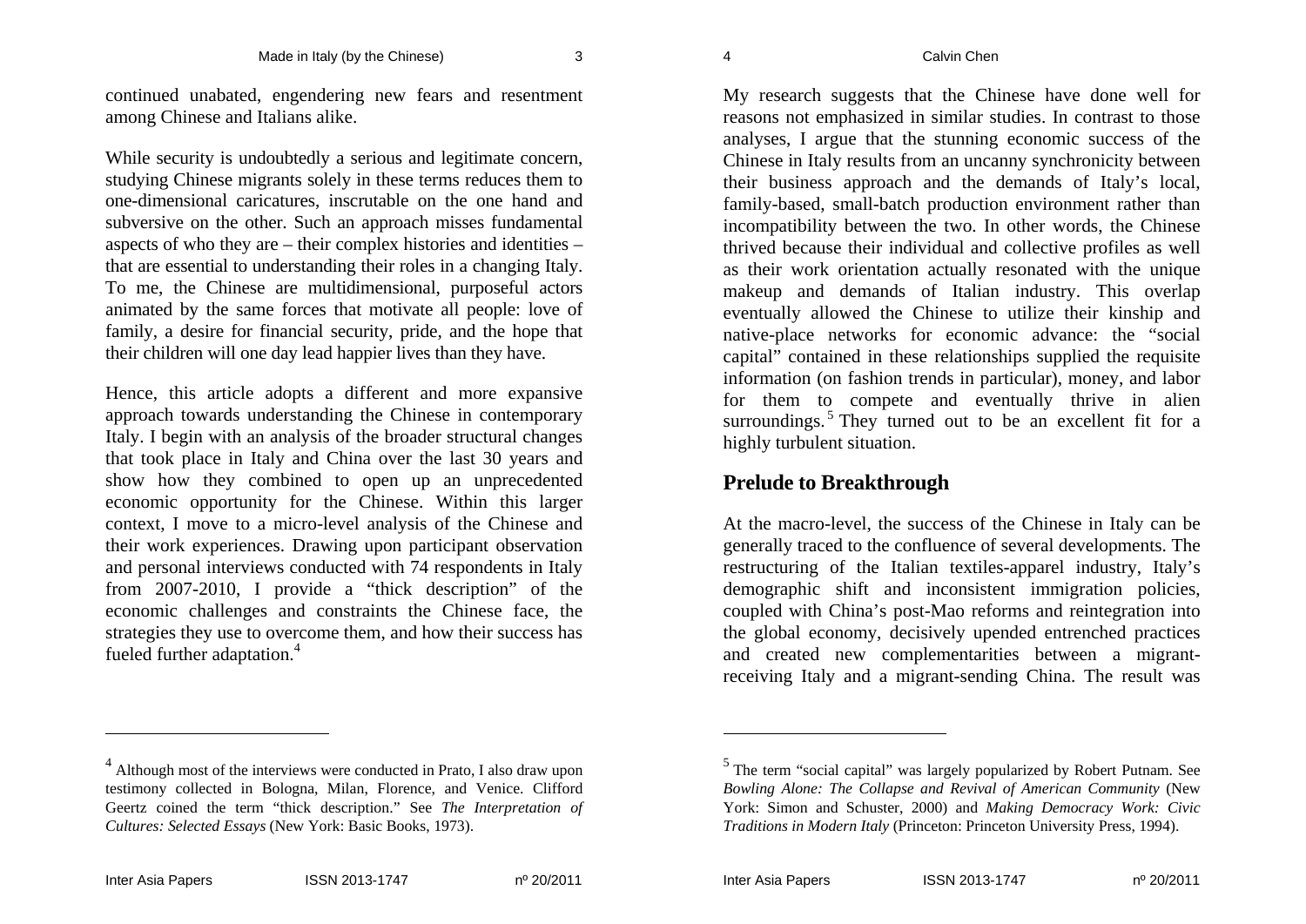continued unabated, engendering new fears and resentment among Chinese and Italians alike.

While security is undoubtedly a serious and legitimate concern, studying Chinese migrants solely in these terms reduces them to one-dimensional caricatures, inscrutable on the one hand and subversive on the other. Such an approach misses fundamental aspects of who they are – their complex histories and identities – that are essential to understanding their roles in a changing Italy. To me, the Chinese are multidimensional, purposeful actors animated by the same forces that motivate all people: love of family, a desire for financial security, pride, and the hope that their children will one day lead happier lives than they have.

Hence, this article adopts a different and more expansive approach towards understanding the Chinese in contemporary Italy. I begin with an analysis of the broader structural changes that took place in Italy and China over the last 30 years and show how they combined to open up an unprecedented economic opportunity for the Chinese. Within this larger context, I move to a micro-level analysis of the Chinese and their work experiences. Drawing upon participant observation and personal interviews conducted with 74 respondents in Italy from 2007-2010, I provide a "thick description" of the economic challenges and constraints the Chinese face, the strategies they use to overcome them, and how their success has fueled further adaptation.[4]

[4] Although most of the interviews were conducted in Prato, I also draw upon testimony collected in Bologna, Milan, Florence, and Venice. Clifford Geertz coined the term "thick description." See *The Interpretation of Cultures: Selected Essays* (New York: Basic Books, 1973).

My research suggests that the Chinese have done well for reasons not emphasized in similar studies. In contrast to those analyses, I argue that the stunning economic success of the Chinese in Italy results from an uncanny synchronicity between their business approach and the demands of Italy's local, family-based, small-batch production environment rather than incompatibility between the two. In other words, the Chinese thrived because their individual and collective profiles as well as their work orientation actually resonated with the unique makeup and demands of Italian industry. This overlap eventually allowed the Chinese to utilize their kinship and native-place networks for economic advance: the "social capital" contained in these relationships supplied the requisite information (on fashion trends in particular), money, and labor for them to compete and eventually thrive in alien surroundings.[5] They turned out to be an excellent fit for a highly turbulent situation.

## Prelude to Breakthrough

At the macro-level, the success of the Chinese in Italy can be generally traced to the confluence of several developments. The restructuring of the Italian textiles-apparel industry, Italy's demographic shift and inconsistent immigration policies, coupled with China's post-Mao reforms and reintegration into the global economy, decisively upended entrenched practices and created new complementarities between a migrant-receiving Italy and a migrant-sending China. The result was

[5] The term "social capital" was largely popularized by Robert Putnam. See *Bowling Alone: The Collapse and Revival of American Community* (New York: Simon and Schuster, 2000) and *Making Democracy Work: Civic Traditions in Modern Italy* (Princeton: Princeton University Press, 1994).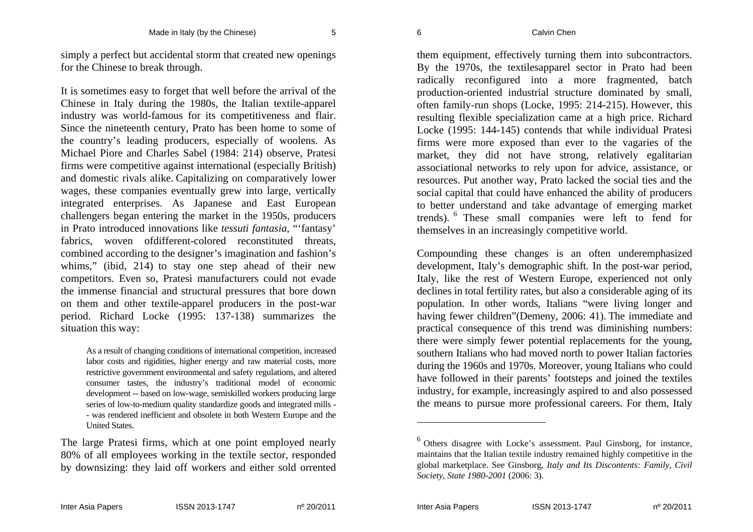simply a perfect but accidental storm that created new openings for the Chinese to break through.

It is sometimes easy to forget that well before the arrival of the Chinese in Italy during the 1980s, the Italian textile-apparel industry was world-famous for its competitiveness and flair. Since the nineteenth century, Prato has been home to some of the country's leading producers, especially of woolens. As Michael Piore and Charles Sabel (1984: 214) observe, Pratesi firms were competitive against international (especially British) and domestic rivals alike. Capitalizing on comparatively lower wages, these companies eventually grew into large, vertically integrated enterprises. As Japanese and East European challengers began entering the market in the 1950s, producers in Prato introduced innovations like *tessuti fantasia*, "'fantasy' fabrics, woven ofdifferent-colored reconstituted threats, combined according to the designer's imagination and fashion's whims," (ibid, 214) to stay one step ahead of their new competitors. Even so, Pratesi manufacturers could not evade the immense financial and structural pressures that bore down on them and other textile-apparel producers in the post-war period. Richard Locke (1995: 137-138) summarizes the situation this way:

> As a result of changing conditions of international competition, increased labor costs and rigidities, higher energy and raw material costs, more restrictive government environmental and safety regulations, and altered consumer tastes, the industry's traditional model of economic development -- based on low-wage, semiskilled workers producing large series of low-to-medium quality standardize goods and integrated mills -- was rendered inefficient and obsolete in both Western Europe and the United States.

The large Pratesi firms, which at one point employed nearly 80% of all employees working in the textile sector, responded by downsizing: they laid off workers and either sold orrented them equipment, effectively turning them into subcontractors. By the 1970s, the textilesapparel sector in Prato had been radically reconfigured into a more fragmented, batch production-oriented industrial structure dominated by small, often family-run shops (Locke, 1995: 214-215). However, this resulting flexible specialization came at a high price. Richard Locke (1995: 144-145) contends that while individual Pratesi firms were more exposed than ever to the vagaries of the market, they did not have strong, relatively egalitarian associational networks to rely upon for advice, assistance, or resources. Put another way, Prato lacked the social ties and the social capital that could have enhanced the ability of producers to better understand and take advantage of emerging market trends).[6] These small companies were left to fend for themselves in an increasingly competitive world.

Compounding these changes is an often underemphasized development, Italy's demographic shift. In the post-war period, Italy, like the rest of Western Europe, experienced not only declines in total fertility rates, but also a considerable aging of its population. In other words, Italians "were living longer and having fewer children"(Demeny, 2006: 41). The immediate and practical consequence of this trend was diminishing numbers: there were simply fewer potential replacements for the young, southern Italians who had moved north to power Italian factories during the 1960s and 1970s. Moreover, young Italians who could have followed in their parents' footsteps and joined the textiles industry, for example, increasingly aspired to and also possessed the means to pursue more professional careers. For them, Italy

---

[6] Others disagree with Locke's assessment. Paul Ginsborg, for instance, maintains that the Italian textile industry remained highly competitive in the global marketplace. See Ginsborg, *Italy and Its Discontents: Family, Civil Society, State 1980-2001* (2006: 3).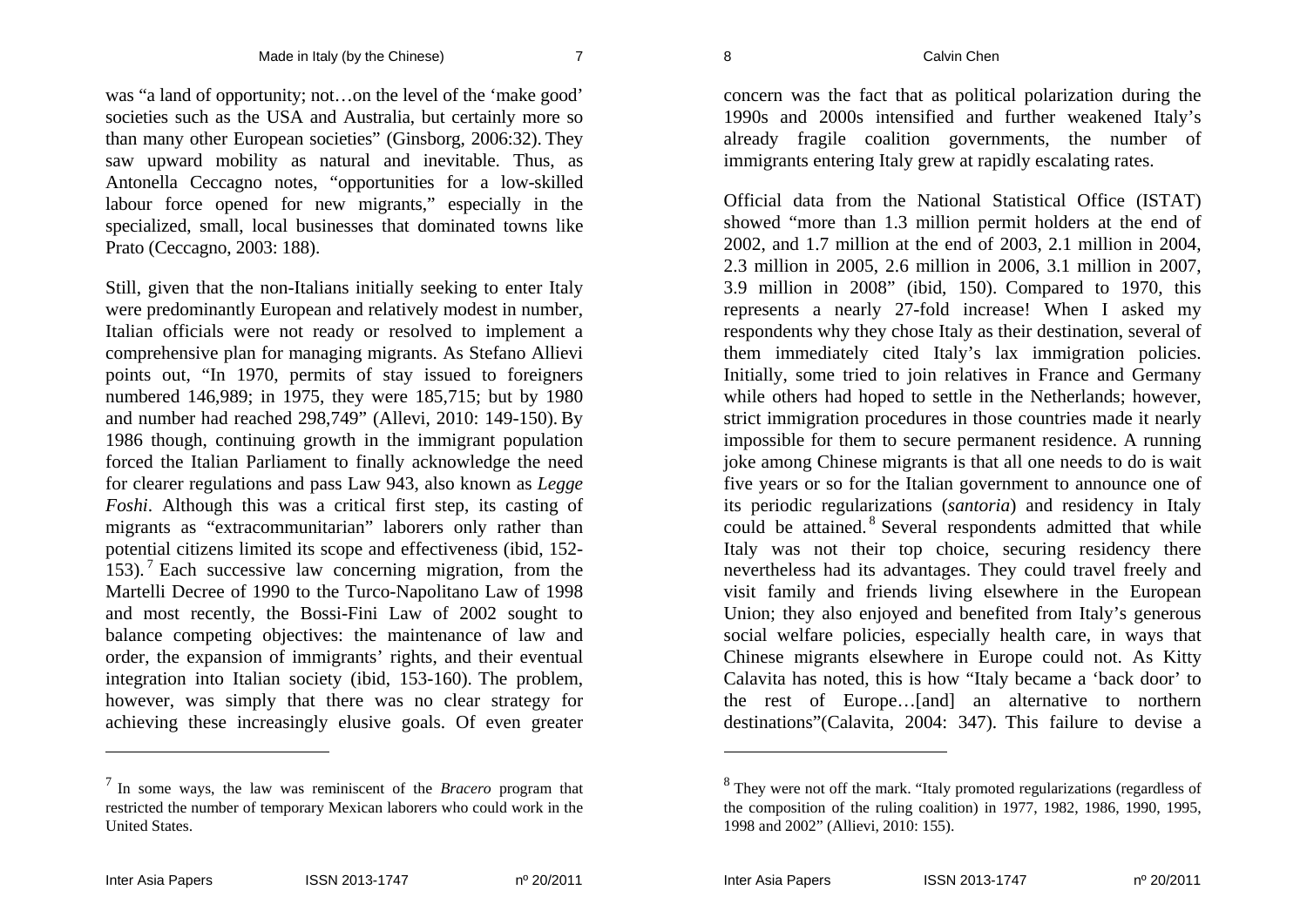was "a land of opportunity; not…on the level of the 'make good' societies such as the USA and Australia, but certainly more so than many other European societies" (Ginsborg, 2006:32). They saw upward mobility as natural and inevitable. Thus, as Antonella Ceccagno notes, "opportunities for a low-skilled labour force opened for new migrants," especially in the specialized, small, local businesses that dominated towns like Prato (Ceccagno, 2003: 188).

Still, given that the non-Italians initially seeking to enter Italy were predominantly European and relatively modest in number, Italian officials were not ready or resolved to implement a comprehensive plan for managing migrants. As Stefano Allievi points out, "In 1970, permits of stay issued to foreigners numbered 146,989; in 1975, they were 185,715; but by 1980 and number had reached 298,749" (Allevi, 2010: 149-150). By 1986 though, continuing growth in the immigrant population forced the Italian Parliament to finally acknowledge the need for clearer regulations and pass Law 943, also known as *Legge Foshi*. Although this was a critical first step, its casting of migrants as "extracommunitarian" laborers only rather than potential citizens limited its scope and effectiveness (ibid, 152-153).[7] Each successive law concerning migration, from the Martelli Decree of 1990 to the Turco-Napolitano Law of 1998 and most recently, the Bossi-Fini Law of 2002 sought to balance competing objectives: the maintenance of law and order, the expansion of immigrants' rights, and their eventual integration into Italian society (ibid, 153-160). The problem, however, was simply that there was no clear strategy for achieving these increasingly elusive goals. Of even greater concern was the fact that as political polarization during the 1990s and 2000s intensified and further weakened Italy's already fragile coalition governments, the number of immigrants entering Italy grew at rapidly escalating rates.

Official data from the National Statistical Office (ISTAT) showed "more than 1.3 million permit holders at the end of 2002, and 1.7 million at the end of 2003, 2.1 million in 2004, 2.3 million in 2005, 2.6 million in 2006, 3.1 million in 2007, 3.9 million in 2008" (ibid, 150). Compared to 1970, this represents a nearly 27-fold increase! When I asked my respondents why they chose Italy as their destination, several of them immediately cited Italy's lax immigration policies. Initially, some tried to join relatives in France and Germany while others had hoped to settle in the Netherlands; however, strict immigration procedures in those countries made it nearly impossible for them to secure permanent residence. A running joke among Chinese migrants is that all one needs to do is wait five years or so for the Italian government to announce one of its periodic regularizations (*santoria*) and residency in Italy could be attained.[8] Several respondents admitted that while Italy was not their top choice, securing residency there nevertheless had its advantages. They could travel freely and visit family and friends living elsewhere in the European Union; they also enjoyed and benefited from Italy's generous social welfare policies, especially health care, in ways that Chinese migrants elsewhere in Europe could not. As Kitty Calavita has noted, this is how "Italy became a 'back door' to the rest of Europe…[and] an alternative to northern destinations"(Calavita, 2004: 347). This failure to devise a

---

[7] In some ways, the law was reminiscent of the *Bracero* program that restricted the number of temporary Mexican laborers who could work in the United States.

[8] They were not off the mark. "Italy promoted regularizations (regardless of the composition of the ruling coalition) in 1977, 1982, 1986, 1990, 1995, 1998 and 2002" (Allievi, 2010: 155).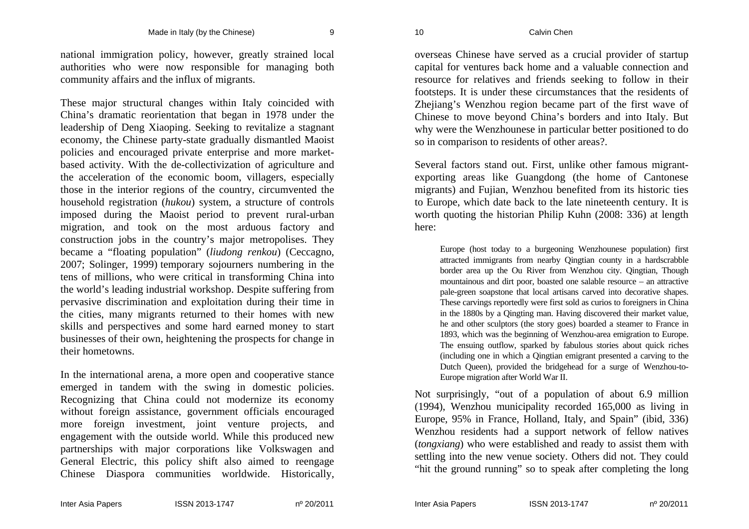national immigration policy, however, greatly strained local authorities who were now responsible for managing both community affairs and the influx of migrants.

These major structural changes within Italy coincided with China's dramatic reorientation that began in 1978 under the leadership of Deng Xiaoping. Seeking to revitalize a stagnant economy, the Chinese party-state gradually dismantled Maoist policies and encouraged private enterprise and more market-based activity. With the de-collectivization of agriculture and the acceleration of the economic boom, villagers, especially those in the interior regions of the country, circumvented the household registration (*hukou*) system, a structure of controls imposed during the Maoist period to prevent rural-urban migration, and took on the most arduous factory and construction jobs in the country's major metropolises. They became a "floating population" (*liudong renkou*) (Ceccagno, 2007; Solinger, 1999) temporary sojourners numbering in the tens of millions, who were critical in transforming China into the world's leading industrial workshop. Despite suffering from pervasive discrimination and exploitation during their time in the cities, many migrants returned to their homes with new skills and perspectives and some hard earned money to start businesses of their own, heightening the prospects for change in their hometowns.

In the international arena, a more open and cooperative stance emerged in tandem with the swing in domestic policies. Recognizing that China could not modernize its economy without foreign assistance, government officials encouraged more foreign investment, joint venture projects, and engagement with the outside world. While this produced new partnerships with major corporations like Volkswagen and General Electric, this policy shift also aimed to reengage Chinese Diaspora communities worldwide. Historically, overseas Chinese have served as a crucial provider of startup capital for ventures back home and a valuable connection and resource for relatives and friends seeking to follow in their footsteps. It is under these circumstances that the residents of Zhejiang's Wenzhou region became part of the first wave of Chinese to move beyond China's borders and into Italy. But why were the Wenzhounese in particular better positioned to do so in comparison to residents of other areas?.

Several factors stand out. First, unlike other famous migrant-exporting areas like Guangdong (the home of Cantonese migrants) and Fujian, Wenzhou benefited from its historic ties to Europe, which date back to the late nineteenth century. It is worth quoting the historian Philip Kuhn (2008: 336) at length here:

> Europe (host today to a burgeoning Wenzhounese population) first attracted immigrants from nearby Qingtian county in a hardscrabble border area up the Ou River from Wenzhou city. Qingtian, Though mountainous and dirt poor, boasted one salable resource – an attractive pale-green soapstone that local artisans carved into decorative shapes. These carvings reportedly were first sold as curios to foreigners in China in the 1880s by a Qingting man. Having discovered their market value, he and other sculptors (the story goes) boarded a steamer to France in 1893, which was the beginning of Wenzhou-area emigration to Europe. The ensuing outflow, sparked by fabulous stories about quick riches (including one in which a Qingtian emigrant presented a carving to the Dutch Queen), provided the bridgehead for a surge of Wenzhou-to-Europe migration after World War II.

Not surprisingly, "out of a population of about 6.9 million (1994), Wenzhou municipality recorded 165,000 as living in Europe, 95% in France, Holland, Italy, and Spain" (ibid, 336) Wenzhou residents had a support network of fellow natives (*tongxiang*) who were established and ready to assist them with settling into the new venue society. Others did not. They could "hit the ground running" so to speak after completing the long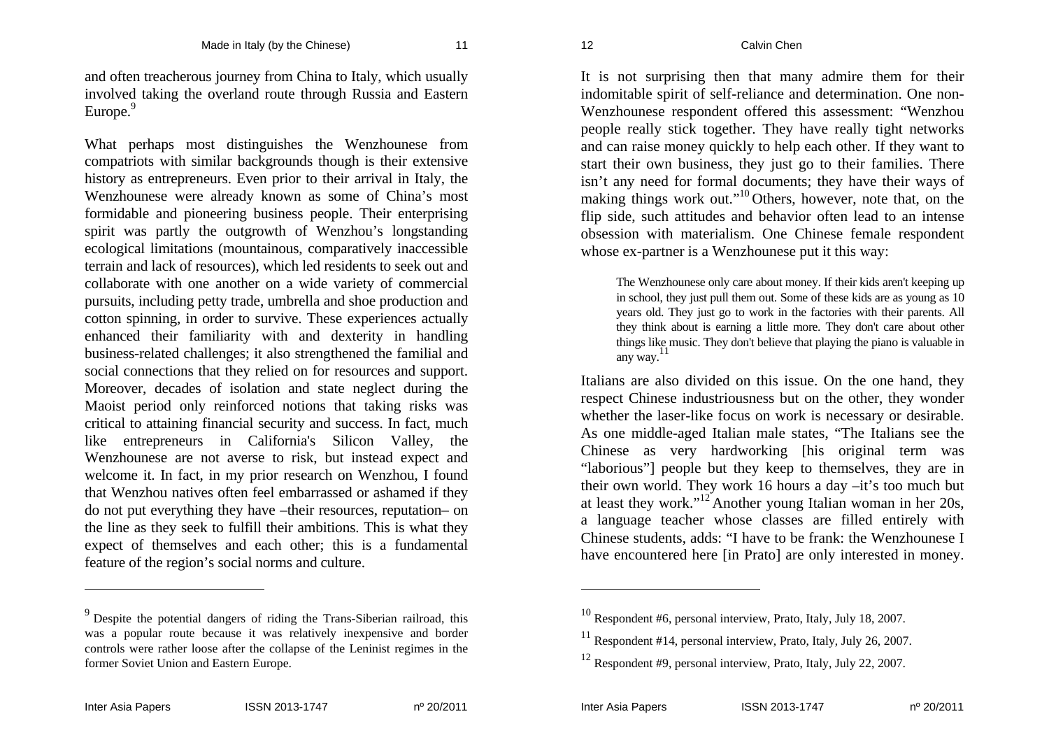and often treacherous journey from China to Italy, which usually involved taking the overland route through Russia and Eastern Europe.[9]

What perhaps most distinguishes the Wenzhounese from compatriots with similar backgrounds though is their extensive history as entrepreneurs. Even prior to their arrival in Italy, the Wenzhounese were already known as some of China's most formidable and pioneering business people. Their enterprising spirit was partly the outgrowth of Wenzhou's longstanding ecological limitations (mountainous, comparatively inaccessible terrain and lack of resources), which led residents to seek out and collaborate with one another on a wide variety of commercial pursuits, including petty trade, umbrella and shoe production and cotton spinning, in order to survive. These experiences actually enhanced their familiarity with and dexterity in handling business-related challenges; it also strengthened the familial and social connections that they relied on for resources and support. Moreover, decades of isolation and state neglect during the Maoist period only reinforced notions that taking risks was critical to attaining financial security and success. In fact, much like entrepreneurs in California's Silicon Valley, the Wenzhounese are not averse to risk, but instead expect and welcome it. In fact, in my prior research on Wenzhou, I found that Wenzhou natives often feel embarrassed or ashamed if they do not put everything they have –their resources, reputation– on the line as they seek to fulfill their ambitions. This is what they expect of themselves and each other; this is a fundamental feature of the region's social norms and culture.

It is not surprising then that many admire them for their indomitable spirit of self-reliance and determination. One non-Wenzhounese respondent offered this assessment: "Wenzhou people really stick together. They have really tight networks and can raise money quickly to help each other. If they want to start their own business, they just go to their families. There isn't any need for formal documents; they have their ways of making things work out."[10] Others, however, note that, on the flip side, such attitudes and behavior often lead to an intense obsession with materialism. One Chinese female respondent whose ex-partner is a Wenzhounese put it this way:

> The Wenzhounese only care about money. If their kids aren't keeping up in school, they just pull them out. Some of these kids are as young as 10 years old. They just go to work in the factories with their parents. All they think about is earning a little more. They don't care about other things like music. They don't believe that playing the piano is valuable in any way.[11]

Italians are also divided on this issue. On the one hand, they respect Chinese industriousness but on the other, they wonder whether the laser-like focus on work is necessary or desirable. As one middle-aged Italian male states, "The Italians see the Chinese as very hardworking [his original term was "laborious"] people but they keep to themselves, they are in their own world. They work 16 hours a day –it's too much but at least they work."[12] Another young Italian woman in her 20s, a language teacher whose classes are filled entirely with Chinese students, adds: "I have to be frank: the Wenzhounese I have encountered here [in Prato] are only interested in money.

---

[9] Despite the potential dangers of riding the Trans-Siberian railroad, this was a popular route because it was relatively inexpensive and border controls were rather loose after the collapse of the Leninist regimes in the former Soviet Union and Eastern Europe.

[10] Respondent #6, personal interview, Prato, Italy, July 18, 2007.

[11] Respondent #14, personal interview, Prato, Italy, July 26, 2007.

[12] Respondent #9, personal interview, Prato, Italy, July 22, 2007.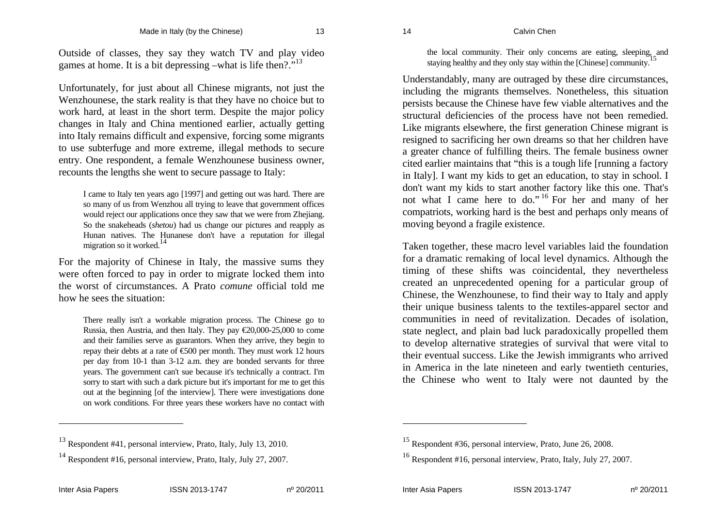Outside of classes, they say they watch TV and play video games at home. It is a bit depressing –what is life then?."[13]

Unfortunately, for just about all Chinese migrants, not just the Wenzhounese, the stark reality is that they have no choice but to work hard, at least in the short term. Despite the major policy changes in Italy and China mentioned earlier, actually getting into Italy remains difficult and expensive, forcing some migrants to use subterfuge and more extreme, illegal methods to secure entry. One respondent, a female Wenzhounese business owner, recounts the lengths she went to secure passage to Italy:

> I came to Italy ten years ago [1997] and getting out was hard. There are so many of us from Wenzhou all trying to leave that government offices would reject our applications once they saw that we were from Zhejiang. So the snakeheads (*shetou*) had us change our pictures and reapply as Hunan natives. The Hunanese don't have a reputation for illegal migration so it worked.[14]

For the majority of Chinese in Italy, the massive sums they were often forced to pay in order to migrate locked them into the worst of circumstances. A Prato *comune* official told me how he sees the situation:

> There really isn't a workable migration process. The Chinese go to Russia, then Austria, and then Italy. They pay €20,000-25,000 to come and their families serve as guarantors. When they arrive, they begin to repay their debts at a rate of €500 per month. They must work 12 hours per day from 10-1 than 3-12 a.m. they are bonded servants for three years. The government can't sue because it's technically a contract. I'm sorry to start with such a dark picture but it's important for me to get this out at the beginning [of the interview]. There were investigations done on work conditions. For three years these workers have no contact with the local community. Their only concerns are eating, sleeping, and staying healthy and they only stay within the [Chinese] community.[15]

Understandably, many are outraged by these dire circumstances, including the migrants themselves. Nonetheless, this situation persists because the Chinese have few viable alternatives and the structural deficiencies of the process have not been remedied. Like migrants elsewhere, the first generation Chinese migrant is resigned to sacrificing her own dreams so that her children have a greater chance of fulfilling theirs. The female business owner cited earlier maintains that "this is a tough life [running a factory in Italy]. I want my kids to get an education, to stay in school. I don't want my kids to start another factory like this one. That's not what I came here to do."[16] For her and many of her compatriots, working hard is the best and perhaps only means of moving beyond a fragile existence.

Taken together, these macro level variables laid the foundation for a dramatic remaking of local level dynamics. Although the timing of these shifts was coincidental, they nevertheless created an unprecedented opening for a particular group of Chinese, the Wenzhounese, to find their way to Italy and apply their unique business talents to the textiles-apparel sector and communities in need of revitalization. Decades of isolation, state neglect, and plain bad luck paradoxically propelled them to develop alternative strategies of survival that were vital to their eventual success. Like the Jewish immigrants who arrived in America in the late nineteen and early twentieth centuries, the Chinese who went to Italy were not daunted by the

---

[13] Respondent #41, personal interview, Prato, Italy, July 13, 2010.

[14] Respondent #16, personal interview, Prato, Italy, July 27, 2007.

[15] Respondent #36, personal interview, Prato, June 26, 2008.

[16] Respondent #16, personal interview, Prato, Italy, July 27, 2007.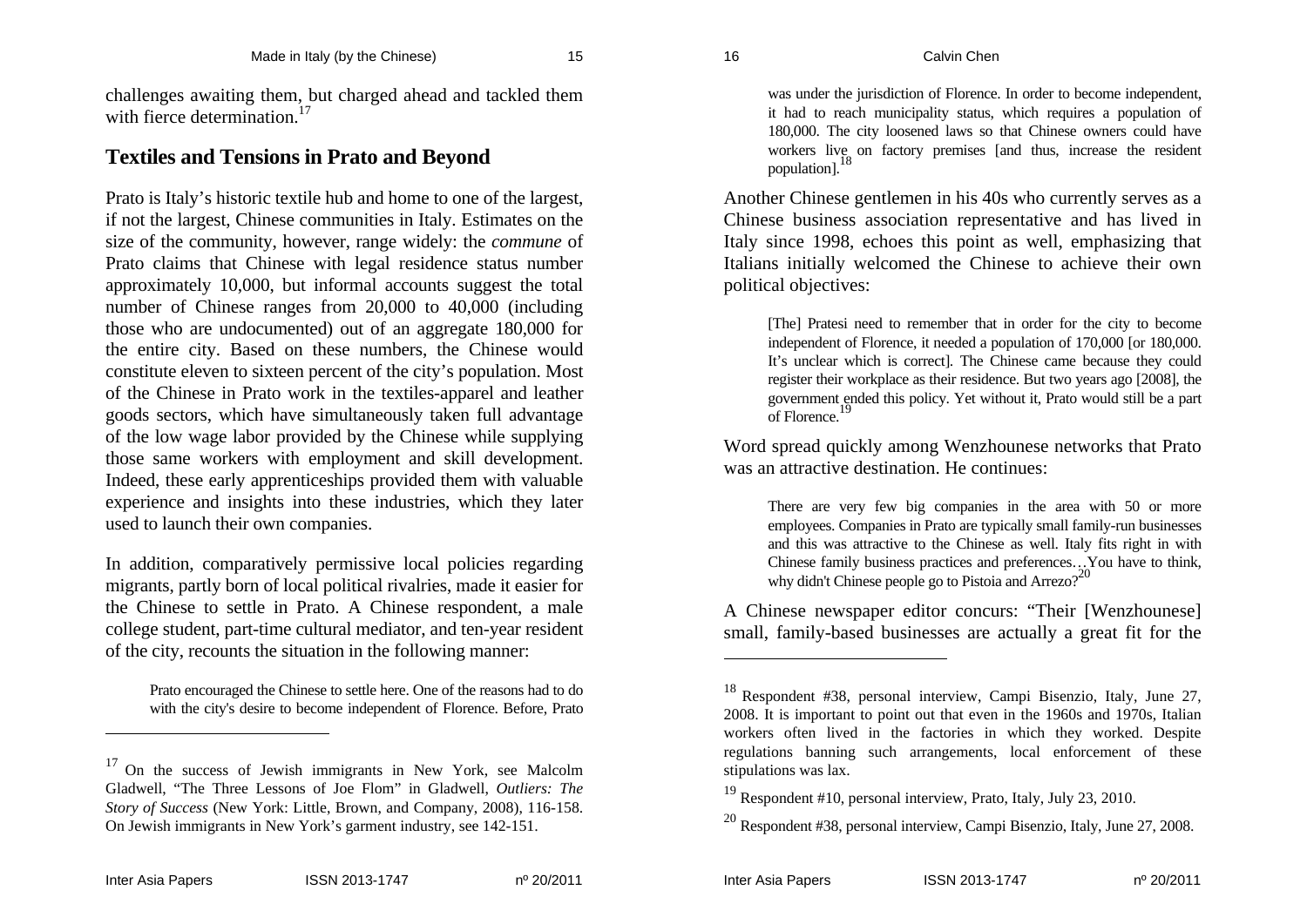challenges awaiting them, but charged ahead and tackled them with fierce determination.[17]

## Textiles and Tensions in Prato and Beyond

Prato is Italy's historic textile hub and home to one of the largest, if not the largest, Chinese communities in Italy. Estimates on the size of the community, however, range widely: the *commune* of Prato claims that Chinese with legal residence status number approximately 10,000, but informal accounts suggest the total number of Chinese ranges from 20,000 to 40,000 (including those who are undocumented) out of an aggregate 180,000 for the entire city. Based on these numbers, the Chinese would constitute eleven to sixteen percent of the city's population. Most of the Chinese in Prato work in the textiles-apparel and leather goods sectors, which have simultaneously taken full advantage of the low wage labor provided by the Chinese while supplying those same workers with employment and skill development. Indeed, these early apprenticeships provided them with valuable experience and insights into these industries, which they later used to launch their own companies.

In addition, comparatively permissive local policies regarding migrants, partly born of local political rivalries, made it easier for the Chinese to settle in Prato. A Chinese respondent, a male college student, part-time cultural mediator, and ten-year resident of the city, recounts the situation in the following manner:

> Prato encouraged the Chinese to settle here. One of the reasons had to do with the city's desire to become independent of Florence. Before, Prato was under the jurisdiction of Florence. In order to become independent, it had to reach municipality status, which requires a population of 180,000. The city loosened laws so that Chinese owners could have workers live on factory premises [and thus, increase the resident population].[18]

Another Chinese gentlemen in his 40s who currently serves as a Chinese business association representative and has lived in Italy since 1998, echoes this point as well, emphasizing that Italians initially welcomed the Chinese to achieve their own political objectives:

> [The] Pratesi need to remember that in order for the city to become independent of Florence, it needed a population of 170,000 [or 180,000. It's unclear which is correct]. The Chinese came because they could register their workplace as their residence. But two years ago [2008], the government ended this policy. Yet without it, Prato would still be a part of Florence.[19]

Word spread quickly among Wenzhounese networks that Prato was an attractive destination. He continues:

> There are very few big companies in the area with 50 or more employees. Companies in Prato are typically small family-run businesses and this was attractive to the Chinese as well. Italy fits right in with Chinese family business practices and preferences…You have to think, why didn't Chinese people go to Pistoia and Arrezo?[20]

A Chinese newspaper editor concurs: "Their [Wenzhounese] small, family-based businesses are actually a great fit for the

---

[17] On the success of Jewish immigrants in New York, see Malcolm Gladwell, "The Three Lessons of Joe Flom" in Gladwell, *Outliers: The Story of Success* (New York: Little, Brown, and Company, 2008), 116-158. On Jewish immigrants in New York's garment industry, see 142-151.

[18] Respondent #38, personal interview, Campi Bisenzio, Italy, June 27, 2008. It is important to point out that even in the 1960s and 1970s, Italian workers often lived in the factories in which they worked. Despite regulations banning such arrangements, local enforcement of these stipulations was lax.

[19] Respondent #10, personal interview, Prato, Italy, July 23, 2010.

[20] Respondent #38, personal interview, Campi Bisenzio, Italy, June 27, 2008.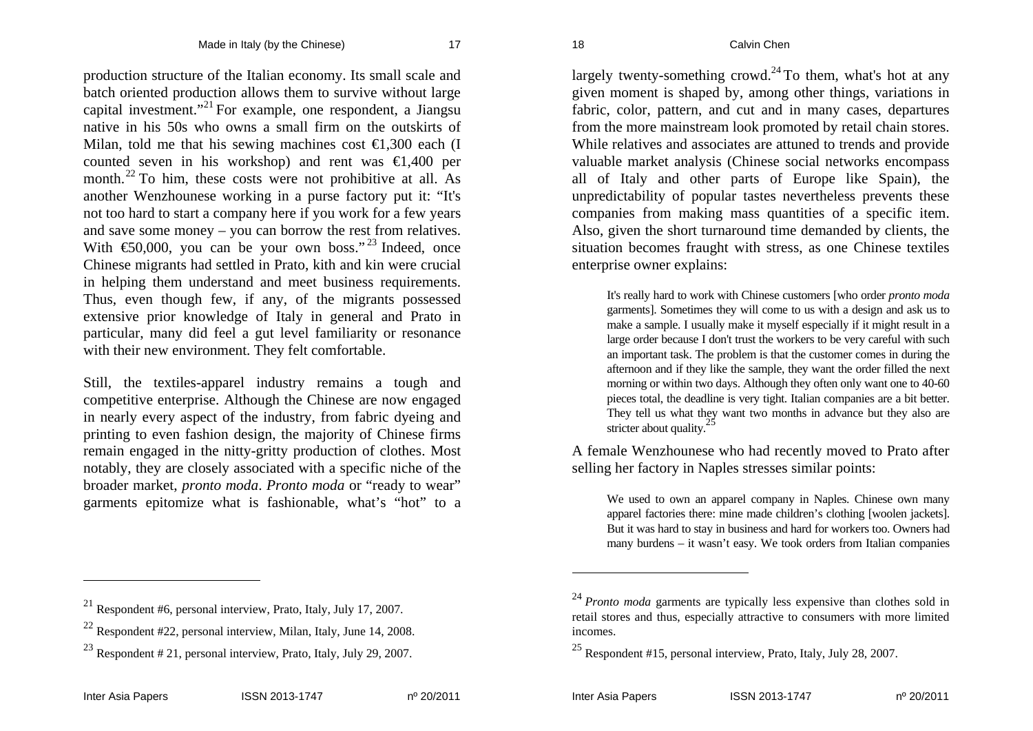production structure of the Italian economy. Its small scale and batch oriented production allows them to survive without large capital investment."[21] For example, one respondent, a Jiangsu native in his 50s who owns a small firm on the outskirts of Milan, told me that his sewing machines cost €1,300 each (I counted seven in his workshop) and rent was €1,400 per month.[22] To him, these costs were not prohibitive at all. As another Wenzhounese working in a purse factory put it: "It's not too hard to start a company here if you work for a few years and save some money – you can borrow the rest from relatives. With €50,000, you can be your own boss."[23] Indeed, once Chinese migrants had settled in Prato, kith and kin were crucial in helping them understand and meet business requirements. Thus, even though few, if any, of the migrants possessed extensive prior knowledge of Italy in general and Prato in particular, many did feel a gut level familiarity or resonance with their new environment. They felt comfortable.

Still, the textiles-apparel industry remains a tough and competitive enterprise. Although the Chinese are now engaged in nearly every aspect of the industry, from fabric dyeing and printing to even fashion design, the majority of Chinese firms remain engaged in the nitty-gritty production of clothes. Most notably, they are closely associated with a specific niche of the broader market, *pronto moda*. *Pronto moda* or "ready to wear" garments epitomize what is fashionable, what's "hot" to a largely twenty-something crowd.[24] To them, what's hot at any given moment is shaped by, among other things, variations in fabric, color, pattern, and cut and in many cases, departures from the more mainstream look promoted by retail chain stores. While relatives and associates are attuned to trends and provide valuable market analysis (Chinese social networks encompass all of Italy and other parts of Europe like Spain), the unpredictability of popular tastes nevertheless prevents these companies from making mass quantities of a specific item. Also, given the short turnaround time demanded by clients, the situation becomes fraught with stress, as one Chinese textiles enterprise owner explains:

> It's really hard to work with Chinese customers [who order *pronto moda* garments]. Sometimes they will come to us with a design and ask us to make a sample. I usually make it myself especially if it might result in a large order because I don't trust the workers to be very careful with such an important task. The problem is that the customer comes in during the afternoon and if they like the sample, they want the order filled the next morning or within two days. Although they often only want one to 40-60 pieces total, the deadline is very tight. Italian companies are a bit better. They tell us what they want two months in advance but they also are stricter about quality.[25]

A female Wenzhounese who had recently moved to Prato after selling her factory in Naples stresses similar points:

> We used to own an apparel company in Naples. Chinese own many apparel factories there: mine made children's clothing [woolen jackets]. But it was hard to stay in business and hard for workers too. Owners had many burdens – it wasn't easy. We took orders from Italian companies

---

[21] Respondent #6, personal interview, Prato, Italy, July 17, 2007.

[22] Respondent #22, personal interview, Milan, Italy, June 14, 2008.

[23] Respondent # 21, personal interview, Prato, Italy, July 29, 2007.

[24] *Pronto moda* garments are typically less expensive than clothes sold in retail stores and thus, especially attractive to consumers with more limited incomes.

[25] Respondent #15, personal interview, Prato, Italy, July 28, 2007.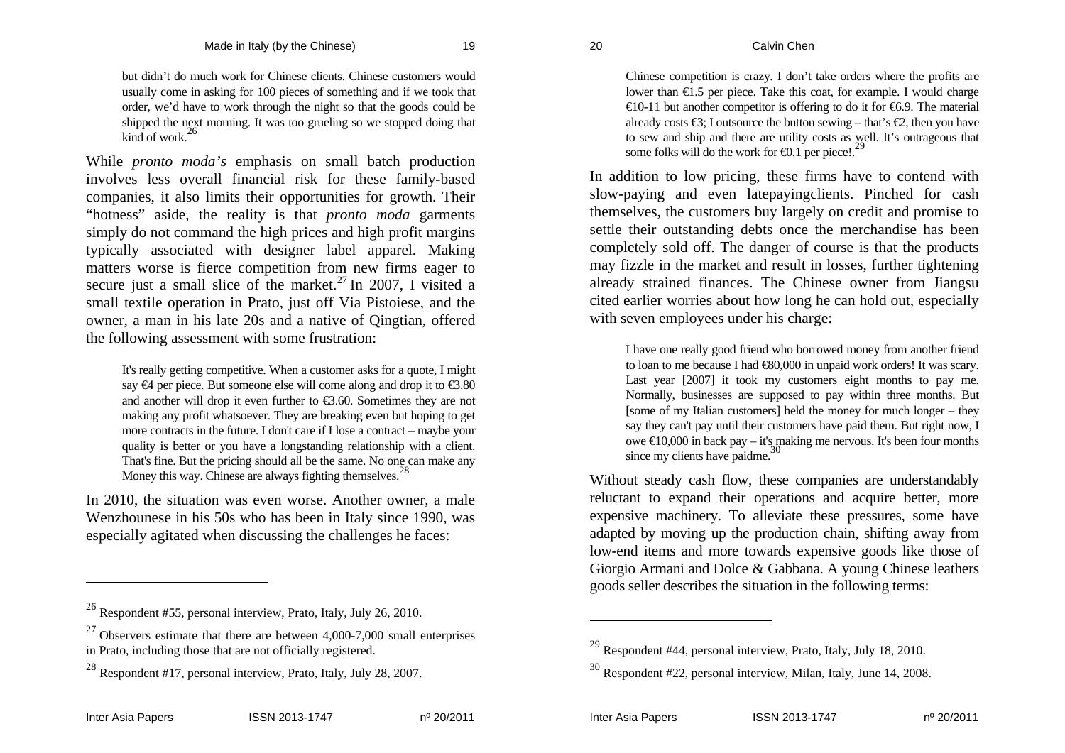but didn't do much work for Chinese clients. Chinese customers would usually come in asking for 100 pieces of something and if we took that order, we'd have to work through the night so that the goods could be shipped the next morning. It was too grueling so we stopped doing that kind of work.[26]

While *pronto moda's* emphasis on small batch production involves less overall financial risk for these family-based companies, it also limits their opportunities for growth. Their "hotness" aside, the reality is that *pronto moda* garments simply do not command the high prices and high profit margins typically associated with designer label apparel. Making matters worse is fierce competition from new firms eager to secure just a small slice of the market.[27] In 2007, I visited a small textile operation in Prato, just off Via Pistoiese, and the owner, a man in his late 20s and a native of Qingtian, offered the following assessment with some frustration:

> It's really getting competitive. When a customer asks for a quote, I might say €4 per piece. But someone else will come along and drop it to €3.80 and another will drop it even further to €3.60. Sometimes they are not making any profit whatsoever. They are breaking even but hoping to get more contracts in the future. I don't care if I lose a contract – maybe your quality is better or you have a longstanding relationship with a client. That's fine. But the pricing should all be the same. No one can make any Money this way. Chinese are always fighting themselves.[28]

In 2010, the situation was even worse. Another owner, a male Wenzhounese in his 50s who has been in Italy since 1990, was especially agitated when discussing the challenges he faces:

> Chinese competition is crazy. I don't take orders where the profits are lower than €1.5 per piece. Take this coat, for example. I would charge €10-11 but another competitor is offering to do it for €6.9. The material already costs €3; I outsource the button sewing – that's €2, then you have to sew and ship and there are utility costs as well. It's outrageous that some folks will do the work for €0.1 per piece!.[29]

In addition to low pricing, these firms have to contend with slow-paying and even latepayingclients. Pinched for cash themselves, the customers buy largely on credit and promise to settle their outstanding debts once the merchandise has been completely sold off. The danger of course is that the products may fizzle in the market and result in losses, further tightening already strained finances. The Chinese owner from Jiangsu cited earlier worries about how long he can hold out, especially with seven employees under his charge:

> I have one really good friend who borrowed money from another friend to loan to me because I had €80,000 in unpaid work orders! It was scary. Last year [2007] it took my customers eight months to pay me. Normally, businesses are supposed to pay within three months. But [some of my Italian customers] held the money for much longer – they say they can't pay until their customers have paid them. But right now, I owe €10,000 in back pay – it's making me nervous. It's been four months since my clients have paidme.[30]

Without steady cash flow, these companies are understandably reluctant to expand their operations and acquire better, more expensive machinery. To alleviate these pressures, some have adapted by moving up the production chain, shifting away from low-end items and more towards expensive goods like those of Giorgio Armani and Dolce & Gabbana. A young Chinese leathers goods seller describes the situation in the following terms:

---

[26] Respondent #55, personal interview, Prato, Italy, July 26, 2010.

[27] Observers estimate that there are between 4,000-7,000 small enterprises in Prato, including those that are not officially registered.

[28] Respondent #17, personal interview, Prato, Italy, July 28, 2007.

[29] Respondent #44, personal interview, Prato, Italy, July 18, 2010.

[30] Respondent #22, personal interview, Milan, Italy, June 14, 2008.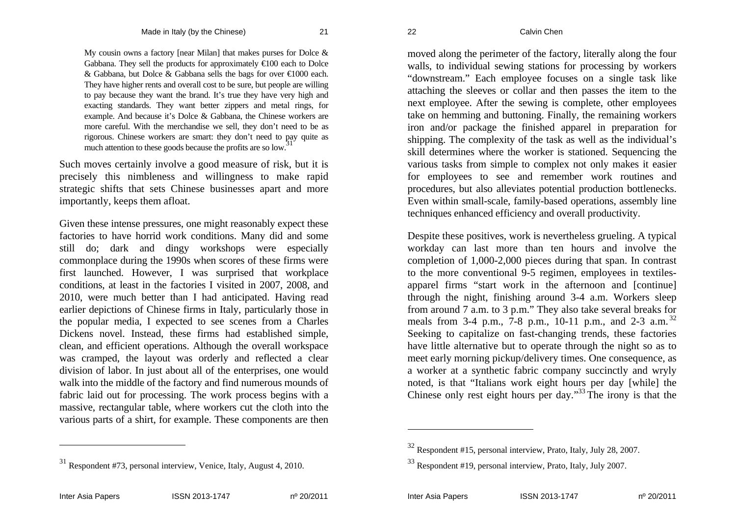> My cousin owns a factory [near Milan] that makes purses for Dolce & Gabbana. They sell the products for approximately €100 each to Dolce & Gabbana, but Dolce & Gabbana sells the bags for over €1000 each. They have higher rents and overall cost to be sure, but people are willing to pay because they want the brand. It's true they have very high and exacting standards. They want better zippers and metal rings, for example. And because it's Dolce & Gabbana, the Chinese workers are more careful. With the merchandise we sell, they don't need to be as rigorous. Chinese workers are smart: they don't need to pay quite as much attention to these goods because the profits are so low.[31]

Such moves certainly involve a good measure of risk, but it is precisely this nimbleness and willingness to make rapid strategic shifts that sets Chinese businesses apart and more importantly, keeps them afloat.

Given these intense pressures, one might reasonably expect these factories to have horrid work conditions. Many did and some still do; dark and dingy workshops were especially commonplace during the 1990s when scores of these firms were first launched. However, I was surprised that workplace conditions, at least in the factories I visited in 2007, 2008, and 2010, were much better than I had anticipated. Having read earlier depictions of Chinese firms in Italy, particularly those in the popular media, I expected to see scenes from a Charles Dickens novel. Instead, these firms had established simple, clean, and efficient operations. Although the overall workspace was cramped, the layout was orderly and reflected a clear division of labor. In just about all of the enterprises, one would walk into the middle of the factory and find numerous mounds of fabric laid out for processing. The work process begins with a massive, rectangular table, where workers cut the cloth into the various parts of a shirt, for example. These components are then moved along the perimeter of the factory, literally along the four walls, to individual sewing stations for processing by workers "downstream." Each employee focuses on a single task like attaching the sleeves or collar and then passes the item to the next employee. After the sewing is complete, other employees take on hemming and buttoning. Finally, the remaining workers iron and/or package the finished apparel in preparation for shipping. The complexity of the task as well as the individual's skill determines where the worker is stationed. Sequencing the various tasks from simple to complex not only makes it easier for employees to see and remember work routines and procedures, but also alleviates potential production bottlenecks. Even within small-scale, family-based operations, assembly line techniques enhanced efficiency and overall productivity.

Despite these positives, work is nevertheless grueling. A typical workday can last more than ten hours and involve the completion of 1,000-2,000 pieces during that span. In contrast to the more conventional 9-5 regimen, employees in textiles-apparel firms "start work in the afternoon and [continue] through the night, finishing around 3-4 a.m. Workers sleep from around 7 a.m. to 3 p.m." They also take several breaks for meals from 3-4 p.m., 7-8 p.m., 10-11 p.m., and 2-3 a.m.[32] Seeking to capitalize on fast-changing trends, these factories have little alternative but to operate through the night so as to meet early morning pickup/delivery times. One consequence, as a worker at a synthetic fabric company succinctly and wryly noted, is that "Italians work eight hours per day [while] the Chinese only rest eight hours per day."[33] The irony is that the

---

[31] Respondent #73, personal interview, Venice, Italy, August 4, 2010.

[32] Respondent #15, personal interview, Prato, Italy, July 28, 2007.

[33] Respondent #19, personal interview, Prato, Italy, July 2007.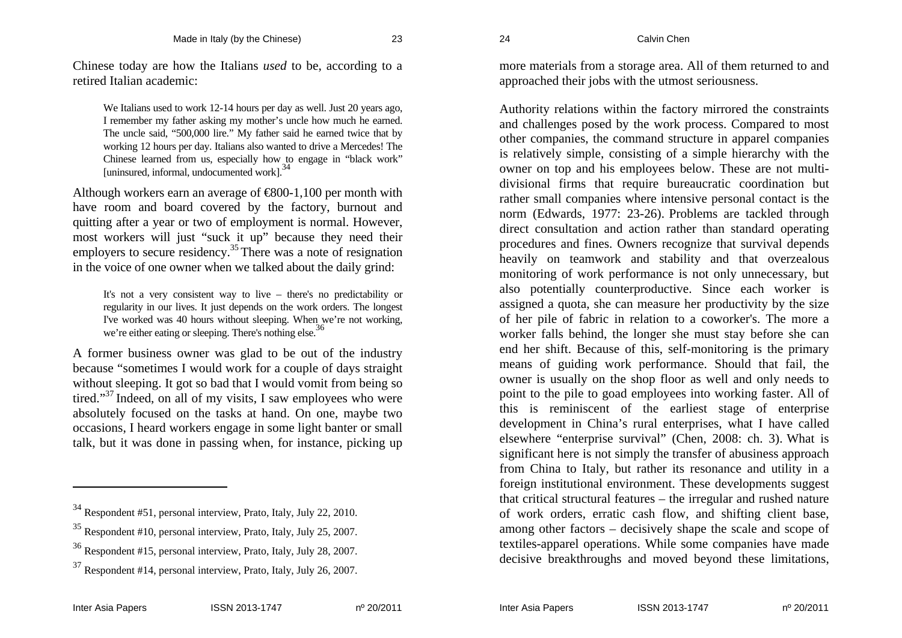Chinese today are how the Italians *used* to be, according to a retired Italian academic:

> We Italians used to work 12-14 hours per day as well. Just 20 years ago, I remember my father asking my mother's uncle how much he earned. The uncle said, "500,000 lire." My father said he earned twice that by working 12 hours per day. Italians also wanted to drive a Mercedes! The Chinese learned from us, especially how to engage in "black work" [uninsured, informal, undocumented work].[34]

Although workers earn an average of €800-1,100 per month with have room and board covered by the factory, burnout and quitting after a year or two of employment is normal. However, most workers will just "suck it up" because they need their employers to secure residency.[35] There was a note of resignation in the voice of one owner when we talked about the daily grind:

> It's not a very consistent way to live – there's no predictability or regularity in our lives. It just depends on the work orders. The longest I've worked was 40 hours without sleeping. When we're not working, we're either eating or sleeping. There's nothing else.[36]

A former business owner was glad to be out of the industry because "sometimes I would work for a couple of days straight without sleeping. It got so bad that I would vomit from being so tired."[37] Indeed, on all of my visits, I saw employees who were absolutely focused on the tasks at hand. On one, maybe two occasions, I heard workers engage in some light banter or small talk, but it was done in passing when, for instance, picking up more materials from a storage area. All of them returned to and approached their jobs with the utmost seriousness.

Authority relations within the factory mirrored the constraints and challenges posed by the work process. Compared to most other companies, the command structure in apparel companies is relatively simple, consisting of a simple hierarchy with the owner on top and his employees below. These are not multi-divisional firms that require bureaucratic coordination but rather small companies where intensive personal contact is the norm (Edwards, 1977: 23-26). Problems are tackled through direct consultation and action rather than standard operating procedures and fines. Owners recognize that survival depends heavily on teamwork and stability and that overzealous monitoring of work performance is not only unnecessary, but also potentially counterproductive. Since each worker is assigned a quota, she can measure her productivity by the size of her pile of fabric in relation to a coworker's. The more a worker falls behind, the longer she must stay before she can end her shift. Because of this, self-monitoring is the primary means of guiding work performance. Should that fail, the owner is usually on the shop floor as well and only needs to point to the pile to goad employees into working faster. All of this is reminiscent of the earliest stage of enterprise development in China's rural enterprises, what I have called elsewhere "enterprise survival" (Chen, 2008: ch. 3). What is significant here is not simply the transfer of abusiness approach from China to Italy, but rather its resonance and utility in a foreign institutional environment. These developments suggest that critical structural features – the irregular and rushed nature of work orders, erratic cash flow, and shifting client base, among other factors – decisively shape the scale and scope of textiles-apparel operations. While some companies have made decisive breakthroughs and moved beyond these limitations,

---

[34] Respondent #51, personal interview, Prato, Italy, July 22, 2010.

[35] Respondent #10, personal interview, Prato, Italy, July 25, 2007.

[36] Respondent #15, personal interview, Prato, Italy, July 28, 2007.

[37] Respondent #14, personal interview, Prato, Italy, July 26, 2007.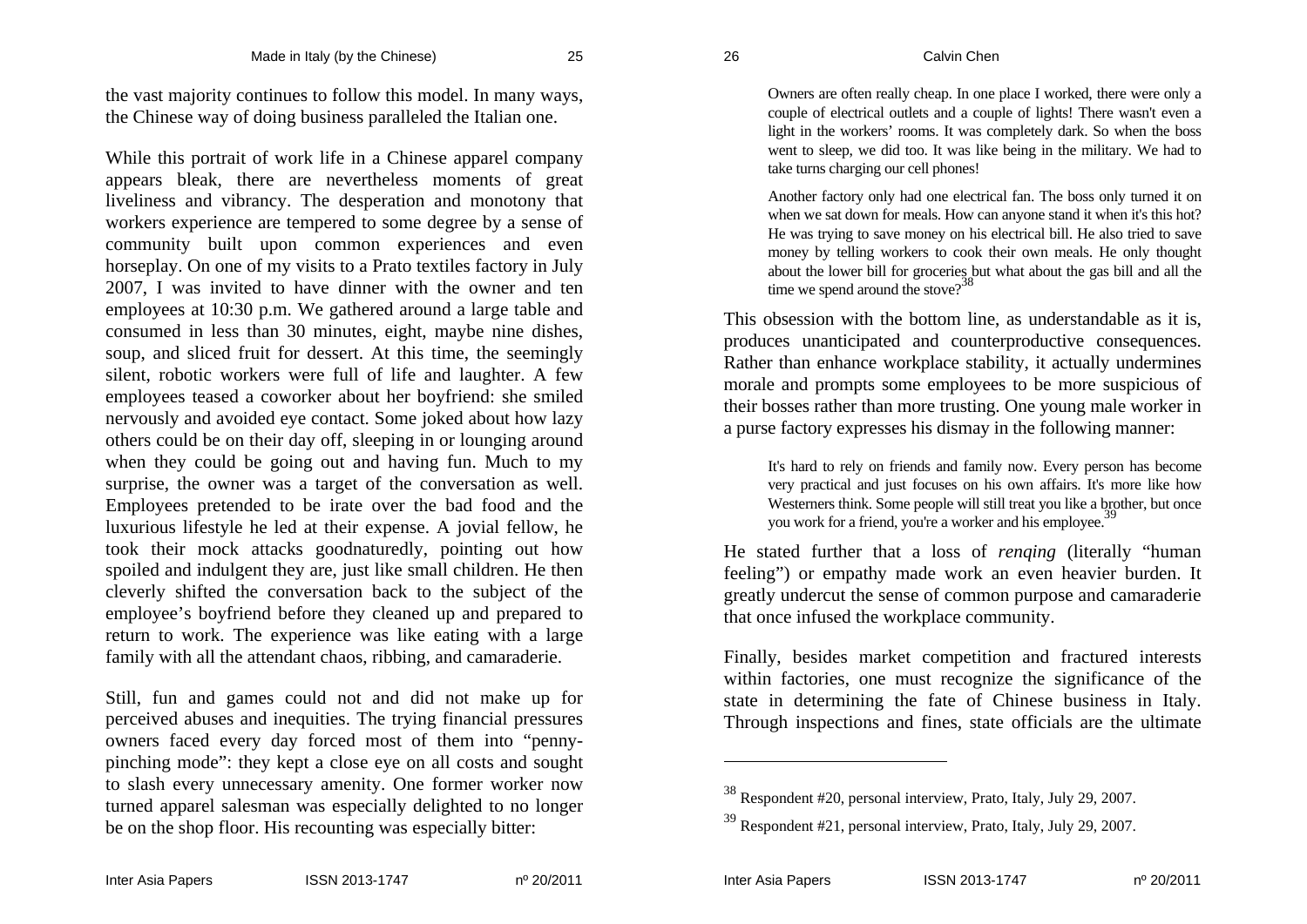the vast majority continues to follow this model. In many ways, the Chinese way of doing business paralleled the Italian one.

While this portrait of work life in a Chinese apparel company appears bleak, there are nevertheless moments of great liveliness and vibrancy. The desperation and monotony that workers experience are tempered to some degree by a sense of community built upon common experiences and even horseplay. On one of my visits to a Prato textiles factory in July 2007, I was invited to have dinner with the owner and ten employees at 10:30 p.m. We gathered around a large table and consumed in less than 30 minutes, eight, maybe nine dishes, soup, and sliced fruit for dessert. At this time, the seemingly silent, robotic workers were full of life and laughter. A few employees teased a coworker about her boyfriend: she smiled nervously and avoided eye contact. Some joked about how lazy others could be on their day off, sleeping in or lounging around when they could be going out and having fun. Much to my surprise, the owner was a target of the conversation as well. Employees pretended to be irate over the bad food and the luxurious lifestyle he led at their expense. A jovial fellow, he took their mock attacks goodnaturedly, pointing out how spoiled and indulgent they are, just like small children. He then cleverly shifted the conversation back to the subject of the employee's boyfriend before they cleaned up and prepared to return to work. The experience was like eating with a large family with all the attendant chaos, ribbing, and camaraderie.

Still, fun and games could not and did not make up for perceived abuses and inequities. The trying financial pressures owners faced every day forced most of them into "penny-pinching mode": they kept a close eye on all costs and sought to slash every unnecessary amenity. One former worker now turned apparel salesman was especially delighted to no longer be on the shop floor. His recounting was especially bitter:

> Owners are often really cheap. In one place I worked, there were only a couple of electrical outlets and a couple of lights! There wasn't even a light in the workers' rooms. It was completely dark. So when the boss went to sleep, we did too. It was like being in the military. We had to take turns charging our cell phones!
>
> Another factory only had one electrical fan. The boss only turned it on when we sat down for meals. How can anyone stand it when it's this hot? He was trying to save money on his electrical bill. He also tried to save money by telling workers to cook their own meals. He only thought about the lower bill for groceries but what about the gas bill and all the time we spend around the stove?[38]

This obsession with the bottom line, as understandable as it is, produces unanticipated and counterproductive consequences. Rather than enhance workplace stability, it actually undermines morale and prompts some employees to be more suspicious of their bosses rather than more trusting. One young male worker in a purse factory expresses his dismay in the following manner:

> It's hard to rely on friends and family now. Every person has become very practical and just focuses on his own affairs. It's more like how Westerners think. Some people will still treat you like a brother, but once you work for a friend, you're a worker and his employee.[39]

He stated further that a loss of *renqing* (literally "human feeling") or empathy made work an even heavier burden. It greatly undercut the sense of common purpose and camaraderie that once infused the workplace community.

Finally, besides market competition and fractured interests within factories, one must recognize the significance of the state in determining the fate of Chinese business in Italy. Through inspections and fines, state officials are the ultimate

---

[38] Respondent #20, personal interview, Prato, Italy, July 29, 2007.

[39] Respondent #21, personal interview, Prato, Italy, July 29, 2007.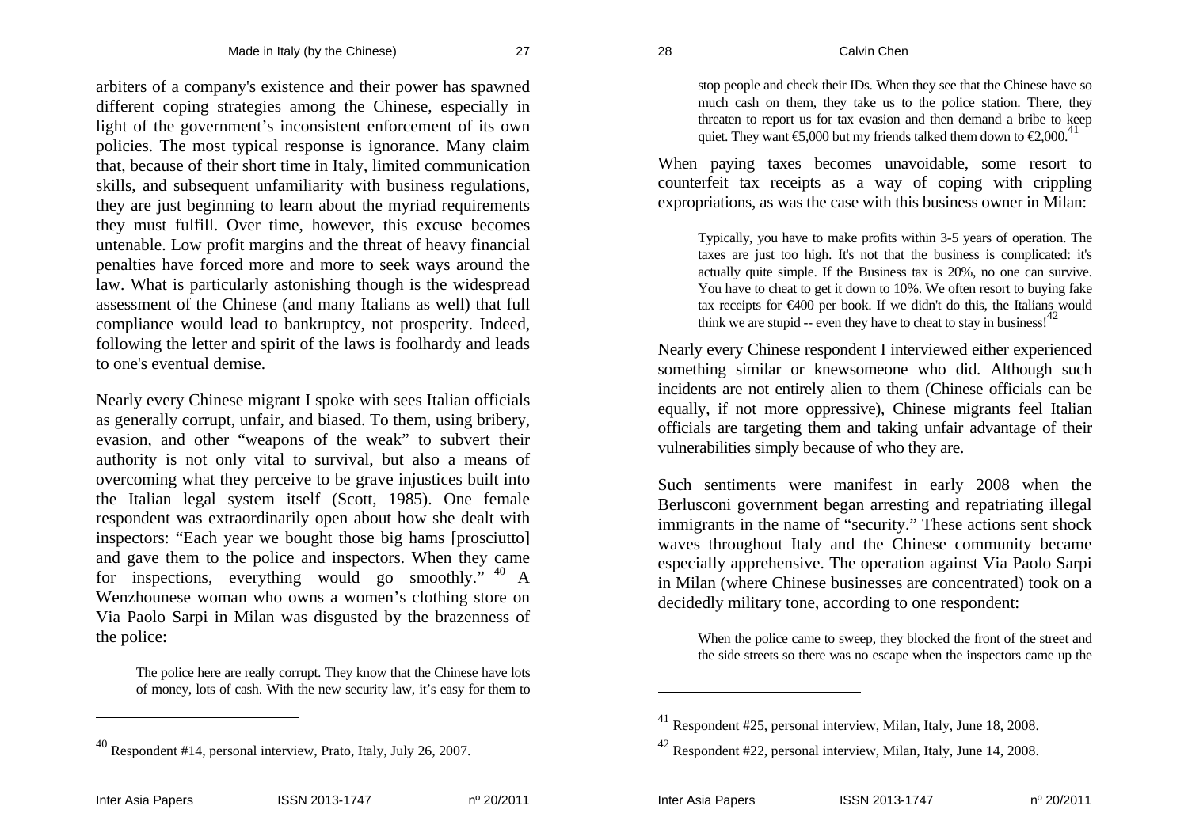arbiters of a company's existence and their power has spawned different coping strategies among the Chinese, especially in light of the government's inconsistent enforcement of its own policies. The most typical response is ignorance. Many claim that, because of their short time in Italy, limited communication skills, and subsequent unfamiliarity with business regulations, they are just beginning to learn about the myriad requirements they must fulfill. Over time, however, this excuse becomes untenable. Low profit margins and the threat of heavy financial penalties have forced more and more to seek ways around the law. What is particularly astonishing though is the widespread assessment of the Chinese (and many Italians as well) that full compliance would lead to bankruptcy, not prosperity. Indeed, following the letter and spirit of the laws is foolhardy and leads to one's eventual demise.

Nearly every Chinese migrant I spoke with sees Italian officials as generally corrupt, unfair, and biased. To them, using bribery, evasion, and other "weapons of the weak" to subvert their authority is not only vital to survival, but also a means of overcoming what they perceive to be grave injustices built into the Italian legal system itself (Scott, 1985). One female respondent was extraordinarily open about how she dealt with inspectors: "Each year we bought those big hams [prosciutto] and gave them to the police and inspectors. When they came for inspections, everything would go smoothly." [40] A Wenzhounese woman who owns a women's clothing store on Via Paolo Sarpi in Milan was disgusted by the brazenness of the police:

> The police here are really corrupt. They know that the Chinese have lots of money, lots of cash. With the new security law, it's easy for them to stop people and check their IDs. When they see that the Chinese have so much cash on them, they take us to the police station. There, they threaten to report us for tax evasion and then demand a bribe to keep quiet. They want €5,000 but my friends talked them down to €2,000.[41]

When paying taxes becomes unavoidable, some resort to counterfeit tax receipts as a way of coping with crippling expropriations, as was the case with this business owner in Milan:

> Typically, you have to make profits within 3-5 years of operation. The taxes are just too high. It's not that the business is complicated: it's actually quite simple. If the Business tax is 20%, no one can survive. You have to cheat to get it down to 10%. We often resort to buying fake tax receipts for €400 per book. If we didn't do this, the Italians would think we are stupid -- even they have to cheat to stay in business![42]

Nearly every Chinese respondent I interviewed either experienced something similar or knewsomeone who did. Although such incidents are not entirely alien to them (Chinese officials can be equally, if not more oppressive), Chinese migrants feel Italian officials are targeting them and taking unfair advantage of their vulnerabilities simply because of who they are.

Such sentiments were manifest in early 2008 when the Berlusconi government began arresting and repatriating illegal immigrants in the name of "security." These actions sent shock waves throughout Italy and the Chinese community became especially apprehensive. The operation against Via Paolo Sarpi in Milan (where Chinese businesses are concentrated) took on a decidedly military tone, according to one respondent:

> When the police came to sweep, they blocked the front of the street and the side streets so there was no escape when the inspectors came up the

[40] Respondent #14, personal interview, Prato, Italy, July 26, 2007.

[41] Respondent #25, personal interview, Milan, Italy, June 18, 2008.

[42] Respondent #22, personal interview, Milan, Italy, June 14, 2008.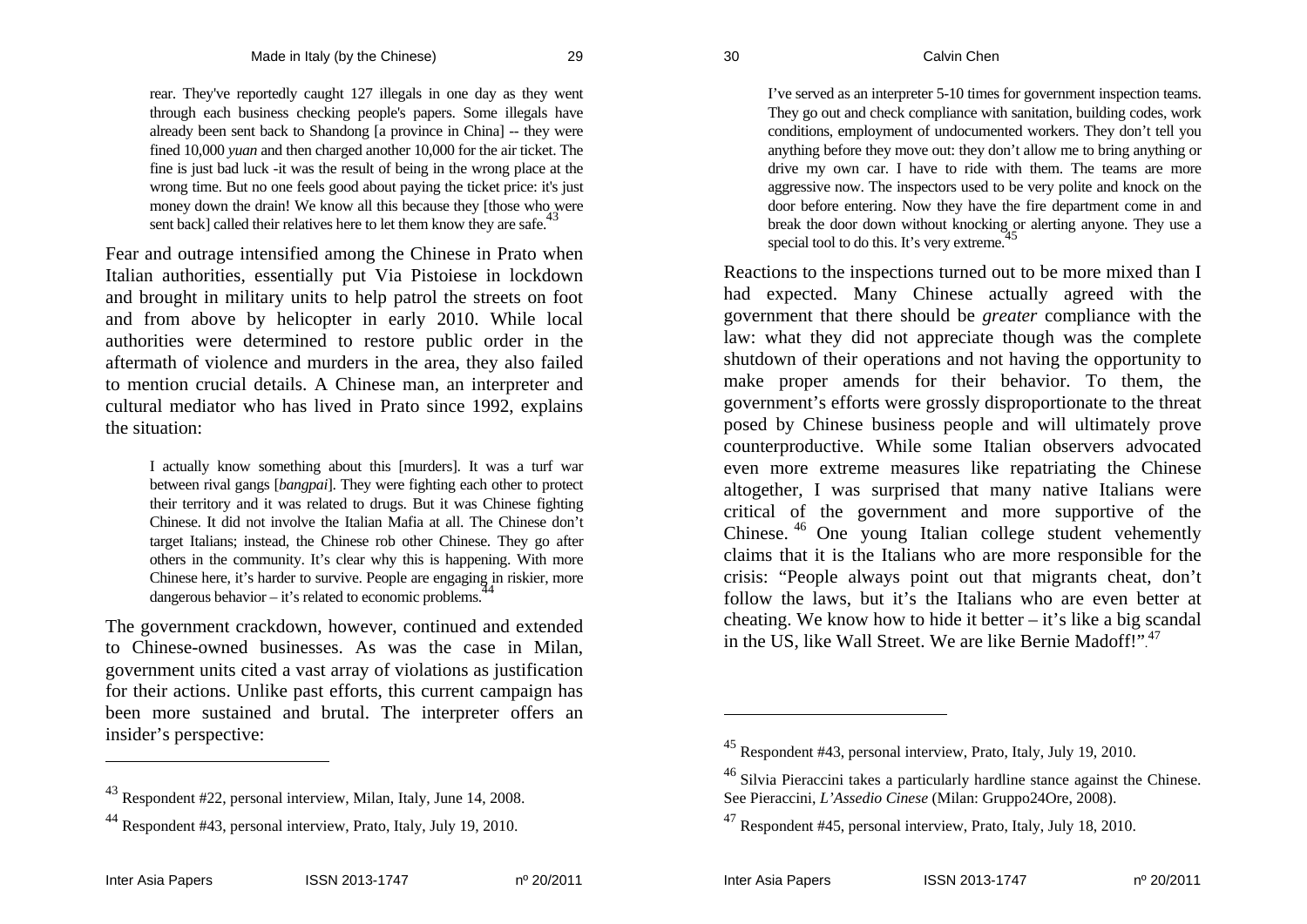> rear. They've reportedly caught 127 illegals in one day as they went through each business checking people's papers. Some illegals have already been sent back to Shandong [a province in China] -- they were fined 10,000 *yuan* and then charged another 10,000 for the air ticket. The fine is just bad luck -it was the result of being in the wrong place at the wrong time. But no one feels good about paying the ticket price: it's just money down the drain! We know all this because they [those who were sent back] called their relatives here to let them know they are safe.[43]

Fear and outrage intensified among the Chinese in Prato when Italian authorities, essentially put Via Pistoiese in lockdown and brought in military units to help patrol the streets on foot and from above by helicopter in early 2010. While local authorities were determined to restore public order in the aftermath of violence and murders in the area, they also failed to mention crucial details. A Chinese man, an interpreter and cultural mediator who has lived in Prato since 1992, explains the situation:

> I actually know something about this [murders]. It was a turf war between rival gangs [*bangpai*]. They were fighting each other to protect their territory and it was related to drugs. But it was Chinese fighting Chinese. It did not involve the Italian Mafia at all. The Chinese don't target Italians; instead, the Chinese rob other Chinese. They go after others in the community. It's clear why this is happening. With more Chinese here, it's harder to survive. People are engaging in riskier, more dangerous behavior – it's related to economic problems.[44]

The government crackdown, however, continued and extended to Chinese-owned businesses. As was the case in Milan, government units cited a vast array of violations as justification for their actions. Unlike past efforts, this current campaign has been more sustained and brutal. The interpreter offers an insider's perspective:

> I've served as an interpreter 5-10 times for government inspection teams. They go out and check compliance with sanitation, building codes, work conditions, employment of undocumented workers. They don't tell you anything before they move out: they don't allow me to bring anything or drive my own car. I have to ride with them. The teams are more aggressive now. The inspectors used to be very polite and knock on the door before entering. Now they have the fire department come in and break the door down without knocking or alerting anyone. They use a special tool to do this. It's very extreme.[45]

Reactions to the inspections turned out to be more mixed than I had expected. Many Chinese actually agreed with the government that there should be *greater* compliance with the law: what they did not appreciate though was the complete shutdown of their operations and not having the opportunity to make proper amends for their behavior. To them, the government's efforts were grossly disproportionate to the threat posed by Chinese business people and will ultimately prove counterproductive. While some Italian observers advocated even more extreme measures like repatriating the Chinese altogether, I was surprised that many native Italians were critical of the government and more supportive of the Chinese.[46] One young Italian college student vehemently claims that it is the Italians who are more responsible for the crisis: "People always point out that migrants cheat, don't follow the laws, but it's the Italians who are even better at cheating. We know how to hide it better – it's like a big scandal in the US, like Wall Street. We are like Bernie Madoff!".[47]

---

[43] Respondent #22, personal interview, Milan, Italy, June 14, 2008.

[44] Respondent #43, personal interview, Prato, Italy, July 19, 2010.

[45] Respondent #43, personal interview, Prato, Italy, July 19, 2010.

[46] Silvia Pieraccini takes a particularly hardline stance against the Chinese. See Pieraccini, *L'Assedio Cinese* (Milan: Gruppo24Ore, 2008).

[47] Respondent #45, personal interview, Prato, Italy, July 18, 2010.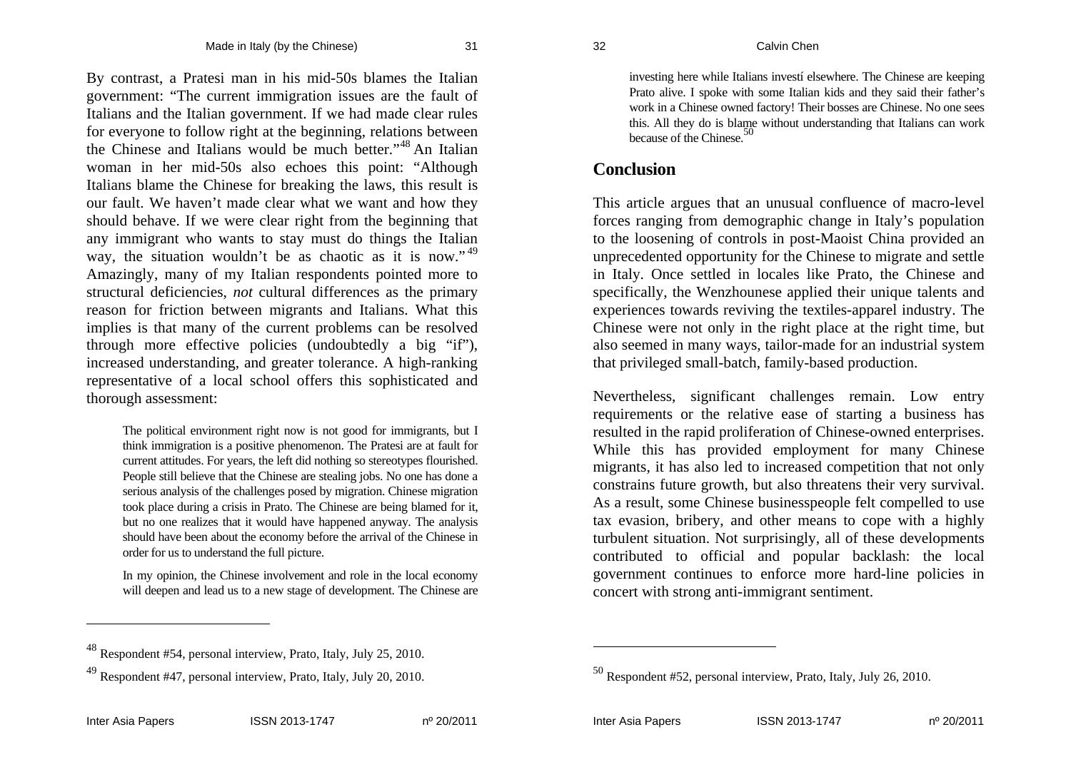By contrast, a Pratesi man in his mid-50s blames the Italian government: "The current immigration issues are the fault of Italians and the Italian government. If we had made clear rules for everyone to follow right at the beginning, relations between the Chinese and Italians would be much better."[48] An Italian woman in her mid-50s also echoes this point: "Although Italians blame the Chinese for breaking the laws, this result is our fault. We haven't made clear what we want and how they should behave. If we were clear right from the beginning that any immigrant who wants to stay must do things the Italian way, the situation wouldn't be as chaotic as it is now."[49] Amazingly, many of my Italian respondents pointed more to structural deficiencies, *not* cultural differences as the primary reason for friction between migrants and Italians. What this implies is that many of the current problems can be resolved through more effective policies (undoubtedly a big "if"), increased understanding, and greater tolerance. A high-ranking representative of a local school offers this sophisticated and thorough assessment:

> The political environment right now is not good for immigrants, but I think immigration is a positive phenomenon. The Pratesi are at fault for current attitudes. For years, the left did nothing so stereotypes flourished. People still believe that the Chinese are stealing jobs. No one has done a serious analysis of the challenges posed by migration. Chinese migration took place during a crisis in Prato. The Chinese are being blamed for it, but no one realizes that it would have happened anyway. The analysis should have been about the economy before the arrival of the Chinese in order for us to understand the full picture.
>
> In my opinion, the Chinese involvement and role in the local economy will deepen and lead us to a new stage of development. The Chinese are investing here while Italians investí elsewhere. The Chinese are keeping Prato alive. I spoke with some Italian kids and they said their father's work in a Chinese owned factory! Their bosses are Chinese. No one sees this. All they do is blame without understanding that Italians can work because of the Chinese.[50]

## Conclusion

This article argues that an unusual confluence of macro-level forces ranging from demographic change in Italy's population to the loosening of controls in post-Maoist China provided an unprecedented opportunity for the Chinese to migrate and settle in Italy. Once settled in locales like Prato, the Chinese and specifically, the Wenzhounese applied their unique talents and experiences towards reviving the textiles-apparel industry. The Chinese were not only in the right place at the right time, but also seemed in many ways, tailor-made for an industrial system that privileged small-batch, family-based production.

Nevertheless, significant challenges remain. Low entry requirements or the relative ease of starting a business has resulted in the rapid proliferation of Chinese-owned enterprises. While this has provided employment for many Chinese migrants, it has also led to increased competition that not only constrains future growth, but also threatens their very survival. As a result, some Chinese businesspeople felt compelled to use tax evasion, bribery, and other means to cope with a highly turbulent situation. Not surprisingly, all of these developments contributed to official and popular backlash: the local government continues to enforce more hard-line policies in concert with strong anti-immigrant sentiment.

---

[48] Respondent #54, personal interview, Prato, Italy, July 25, 2010.

[49] Respondent #47, personal interview, Prato, Italy, July 20, 2010.

[50] Respondent #52, personal interview, Prato, Italy, July 26, 2010.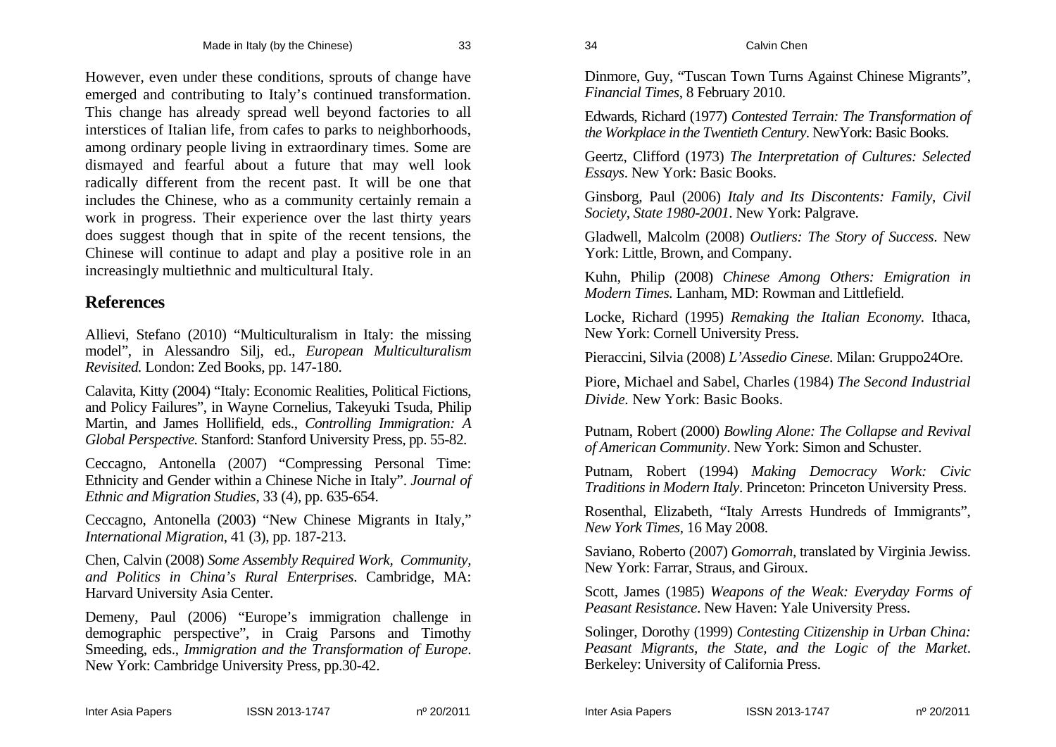However, even under these conditions, sprouts of change have emerged and contributing to Italy's continued transformation. This change has already spread well beyond factories to all interstices of Italian life, from cafes to parks to neighborhoods, among ordinary people living in extraordinary times. Some are dismayed and fearful about a future that may well look radically different from the recent past. It will be one that includes the Chinese, who as a community certainly remain a work in progress. Their experience over the last thirty years does suggest though that in spite of the recent tensions, the Chinese will continue to adapt and play a positive role in an increasingly multiethnic and multicultural Italy.

## References

Allievi, Stefano (2010) "Multiculturalism in Italy: the missing model", in Alessandro Silj, ed., *European Multiculturalism Revisited.* London: Zed Books, pp. 147-180.

Calavita, Kitty (2004) "Italy: Economic Realities, Political Fictions, and Policy Failures", in Wayne Cornelius, Takeyuki Tsuda, Philip Martin, and James Hollifield, eds., *Controlling Immigration: A Global Perspective.* Stanford: Stanford University Press, pp. 55-82.

Ceccagno, Antonella (2007) "Compressing Personal Time: Ethnicity and Gender within a Chinese Niche in Italy". *Journal of Ethnic and Migration Studies*, 33 (4), pp. 635-654.

Ceccagno, Antonella (2003) "New Chinese Migrants in Italy," *International Migration*, 41 (3), pp. 187-213.

Chen, Calvin (2008) *Some Assembly Required Work, Community, and Politics in China's Rural Enterprises*. Cambridge, MA: Harvard University Asia Center.

Demeny, Paul (2006) "Europe's immigration challenge in demographic perspective", in Craig Parsons and Timothy Smeeding, eds., *Immigration and the Transformation of Europe*. New York: Cambridge University Press, pp.30-42.

Dinmore, Guy, "Tuscan Town Turns Against Chinese Migrants", *Financial Times*, 8 February 2010.

Edwards, Richard (1977) *Contested Terrain: The Transformation of the Workplace in the Twentieth Century*. NewYork: Basic Books.

Geertz, Clifford (1973) *The Interpretation of Cultures: Selected Essays*. New York: Basic Books.

Ginsborg, Paul (2006) *Italy and Its Discontents: Family, Civil Society, State 1980-2001*. New York: Palgrave.

Gladwell, Malcolm (2008) *Outliers: The Story of Success*. New York: Little, Brown, and Company.

Kuhn, Philip (2008) *Chinese Among Others: Emigration in Modern Times.* Lanham, MD: Rowman and Littlefield.

Locke, Richard (1995) *Remaking the Italian Economy*. Ithaca, New York: Cornell University Press.

Pieraccini, Silvia (2008) *L'Assedio Cinese.* Milan: Gruppo24Ore.

Piore, Michael and Sabel, Charles (1984) *The Second Industrial Divide*. New York: Basic Books.

Putnam, Robert (2000) *Bowling Alone: The Collapse and Revival of American Community*. New York: Simon and Schuster.

Putnam, Robert (1994) *Making Democracy Work: Civic Traditions in Modern Italy*. Princeton: Princeton University Press.

Rosenthal, Elizabeth, "Italy Arrests Hundreds of Immigrants", *New York Times*, 16 May 2008.

Saviano, Roberto (2007) *Gomorrah*, translated by Virginia Jewiss. New York: Farrar, Straus, and Giroux.

Scott, James (1985) *Weapons of the Weak: Everyday Forms of Peasant Resistance*. New Haven: Yale University Press.

Solinger, Dorothy (1999) *Contesting Citizenship in Urban China: Peasant Migrants, the State, and the Logic of the Market*. Berkeley: University of California Press.